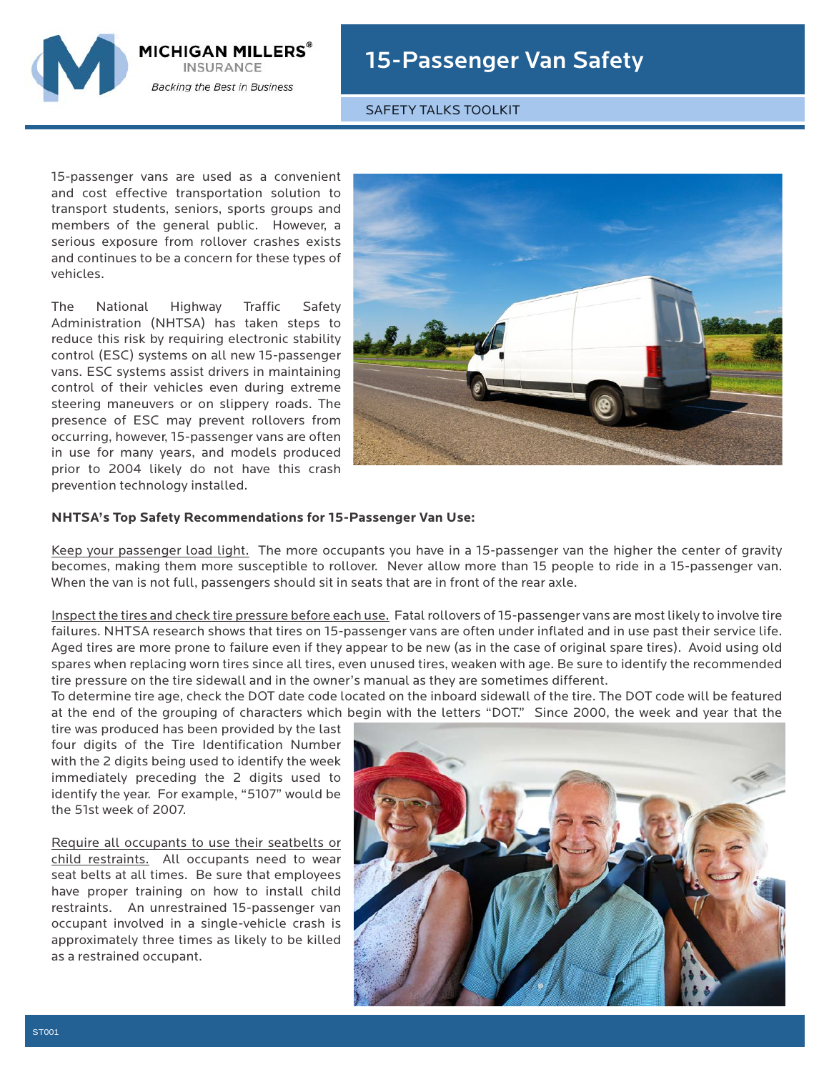MICHIGAN MILLERS® INSURANCE

*Backing the Best in Business*

# 15-Passenger Van Safety

SAFETY TALKS TOOLKIT

15-passenger vans are used as a convenient and cost effective transportation solution to transport students, seniors, sports groups and members of the general public. However, a serious exposure from rollover crashes exists and continues to be a concern for these types of vehicles.

The National Highway Traffic Safety Administration (NHTSA) has taken steps to reduce this risk by requiring electronic stability control (ESC) systems on all new 15-passenger vans. ESC systems assist drivers in maintaining control of their vehicles even during extreme steering maneuvers or on slippery roads. The presence of ESC may prevent rollovers from occurring, however, 15-passenger vans are often in use for many years, and models produced prior to 2004 likely do not have this crash prevention technology installed.

**NHTSA's Top Safety Recommendations for 15-Passenger Van Use:**

Keep your passenger load light. The more occupants you have in a 15-passenger van the higher the center of gravity becomes, making them more susceptible to rollover. Never allow more than 15 people to ride in a 15-passenger van. When the van is not full, passengers should sit in seats that are in front of the rear axle.

Inspect the tires and check tire pressure before each use. Fatal rollovers of 15-passenger vans are most likely to involve tire failures. NHTSA research shows that tires on 15-passenger vans are often under inflated and in use past their service life. Aged tires are more prone to failure even if they appear to be new (as in the case of original spare tires). Avoid using old spares when replacing worn tires since all tires, even unused tires, weaken with age. Be sure to identify the recommended tire pressure on the tire sidewall and in the owner's manual as they are sometimes different.

To determine tire age, check the DOT date code located on the inboard sidewall of the tire. The DOT code will be featured at the end of the grouping of characters which begin with the letters "DOT." Since 2000, the week and year that the tire was produced has been provided by the last four digits of the Tire Identification Number with the 2 digits being used to identify the week immediately preceding the 2 digits used to identify the year. For example, "5107" would be the 51st week of 2007.

Require all occupants to use their seatbelts or child restraints. All occupants need to wear seat belts at all times. Be sure that employees have proper training on how to install child restraints. An unrestrained 15-passenger van occupant involved in a single-vehicle crash is approximately three times as likely to be killed as a restrained occupant.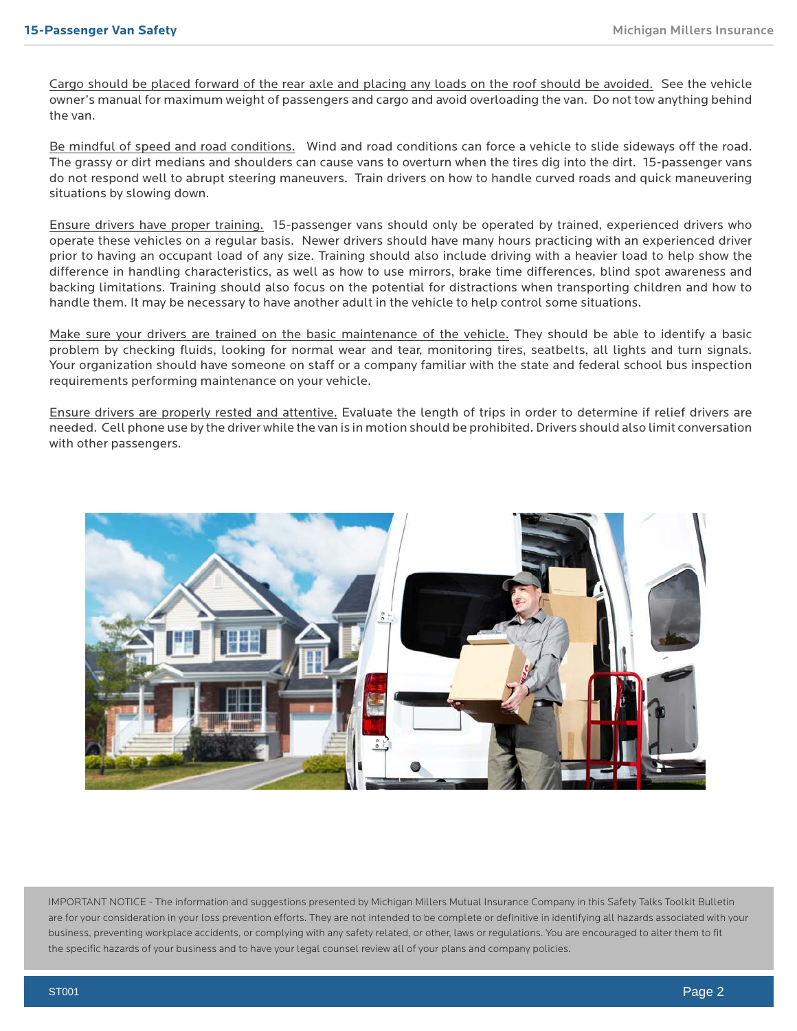Cargo should be placed forward of the rear axle and placing any loads on the roof should be avoided. See the vehicle owner's manual for maximum weight of passengers and cargo and avoid overloading the van. Do not tow anything behind the van.

Be mindful of speed and road conditions. Wind and road conditions can force a vehicle to slide sideways off the road. The grassy or dirt medians and shoulders can cause vans to overturn when the tires dig into the dirt. 15-passenger vans do not respond well to abrupt steering maneuvers. Train drivers on how to handle curved roads and quick maneuvering situations by slowing down.

Ensure drivers have proper training. 15-passenger vans should only be operated by trained, experienced drivers who operate these vehicles on a regular basis. Newer drivers should have many hours practicing with an experienced driver prior to having an occupant load of any size. Training should also include driving with a heavier load to help show the difference in handling characteristics, as well as how to use mirrors, brake time differences, blind spot awareness and backing limitations. Training should also focus on the potential for distractions when transporting children and how to handle them. It may be necessary to have another adult in the vehicle to help control some situations.

Make sure your drivers are trained on the basic maintenance of the vehicle. They should be able to identify a basic problem by checking fluids, looking for normal wear and tear, monitoring tires, seatbelts, all lights and turn signals. Your organization should have someone on staff or a company familiar with the state and federal school bus inspection requirements performing maintenance on your vehicle.

Ensure drivers are properly rested and attentive. Evaluate the length of trips in order to determine if relief drivers are needed. Cell phone use by the driver while the van is in motion should be prohibited. Drivers should also limit conversation with other passengers.

IMPORTANT NOTICE - The information and suggestions presented by Michigan Millers Mutual Insurance Company in this Safety Talks Toolkit Bulletin are for your consideration in your loss prevention efforts. They are not intended to be complete or definitive in identifying all hazards associated with your business, preventing workplace accidents, or complying with any safety related, or other, laws or regulations. You are encouraged to alter them to fit the specific hazards of your business and to have your legal counsel review all of your plans and company policies.

ST001